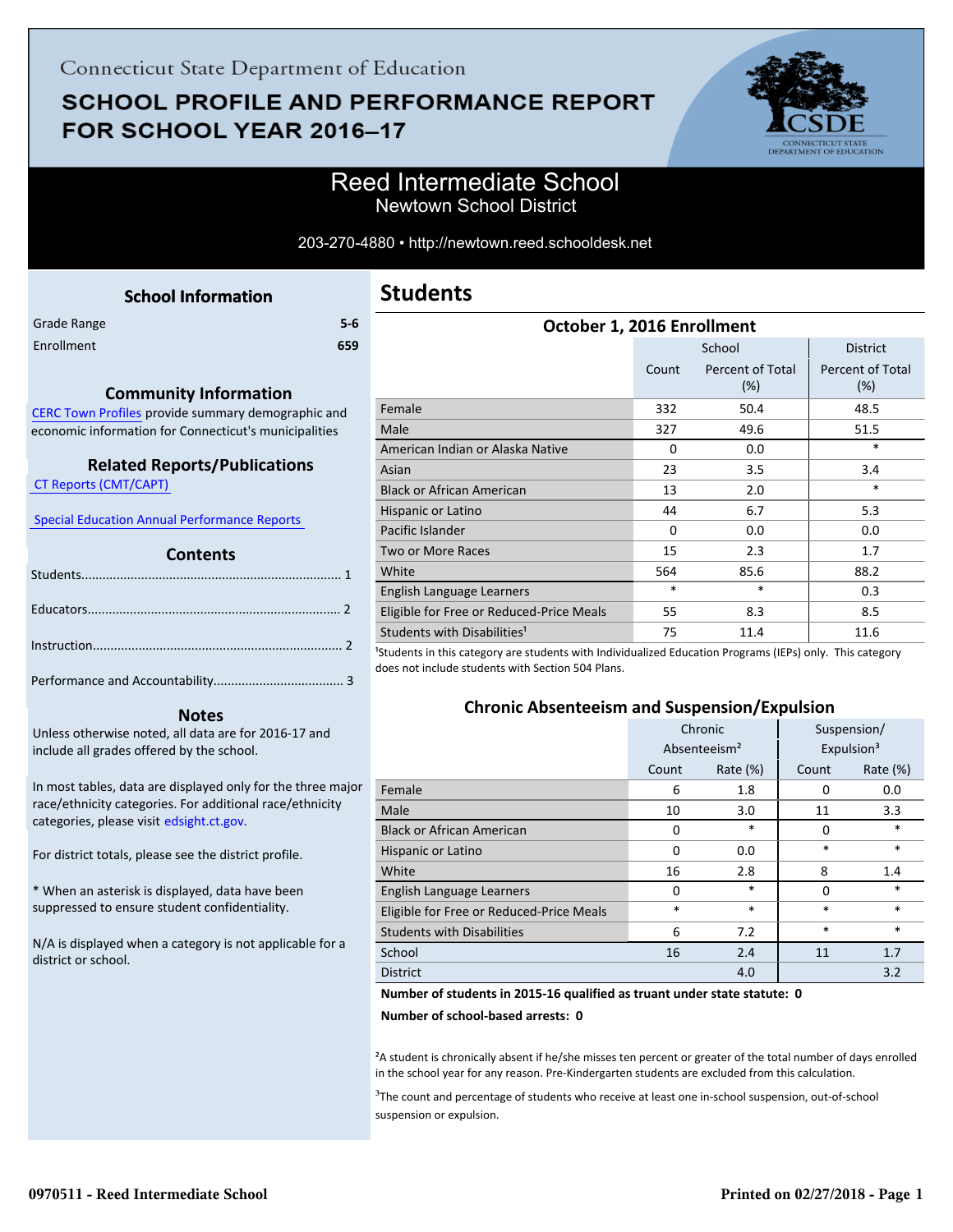Connecticut State Department of Education

# SCHOOL PROFILE AND PERFORMANCE REPORT FOR SCHOOL YEAR 2016–17

## Reed Intermediate School

Newtown School District

203-270-4880 • http://newtown.reed.schooldesk.net

### School Information

| | |
|---|---|
| Grade Range | 5-6 |
| Enrollment | 659 |

### Community Information

CERC Town Profiles provide summary demographic and economic information for Connecticut's municipalities

### Related Reports/Publications

CT Reports (CMT/CAPT)

Special Education Annual Performance Reports

### Contents

Students........................................................................ 1

Educators....................................................................... 2

Instruction...................................................................... 2

Performance and Accountability.................................... 3

### Notes

Unless otherwise noted, all data are for 2016-17 and include all grades offered by the school.

In most tables, data are displayed only for the three major race/ethnicity categories. For additional race/ethnicity categories, please visit edsight.ct.gov.

For district totals, please see the district profile.

* When an asterisk is displayed, data have been suppressed to ensure student confidentiality.

N/A is displayed when a category is not applicable for a district or school.

## Students

### October 1, 2016 Enrollment

| | School | | District |
|---|---|---|---|
| | Count | Percent of Total (%) | Percent of Total (%) |
| Female | 332 | 50.4 | 48.5 |
| Male | 327 | 49.6 | 51.5 |
| American Indian or Alaska Native | 0 | 0.0 | * |
| Asian | 23 | 3.5 | 3.4 |
| Black or African American | 13 | 2.0 | * |
| Hispanic or Latino | 44 | 6.7 | 5.3 |
| Pacific Islander | 0 | 0.0 | 0.0 |
| Two or More Races | 15 | 2.3 | 1.7 |
| White | 564 | 85.6 | 88.2 |
| English Language Learners | * | * | 0.3 |
| Eligible for Free or Reduced-Price Meals | 55 | 8.3 | 8.5 |
| Students with Disabilities[1] | 75 | 11.4 | 11.6 |

[1]Students in this category are students with Individualized Education Programs (IEPs) only. This category does not include students with Section 504 Plans.

### Chronic Absenteeism and Suspension/Expulsion

| | Chronic Absenteeism[2] | | Suspension/ Expulsion[3] | |
|---|---|---|---|---|
| | Count | Rate (%) | Count | Rate (%) |
| Female | 6 | 1.8 | 0 | 0.0 |
| Male | 10 | 3.0 | 11 | 3.3 |
| Black or African American | 0 | * | 0 | * |
| Hispanic or Latino | 0 | 0.0 | * | * |
| White | 16 | 2.8 | 8 | 1.4 |
| English Language Learners | 0 | * | 0 | * |
| Eligible for Free or Reduced-Price Meals | * | * | * | * |
| Students with Disabilities | 6 | 7.2 | * | * |
| School | 16 | 2.4 | 11 | 1.7 |
| District | | 4.0 | | 3.2 |

**Number of students in 2015-16 qualified as truant under state statute: 0**

**Number of school-based arrests: 0**

[2]A student is chronically absent if he/she misses ten percent or greater of the total number of days enrolled in the school year for any reason. Pre-Kindergarten students are excluded from this calculation.

[3]The count and percentage of students who receive at least one in-school suspension, out-of-school suspension or expulsion.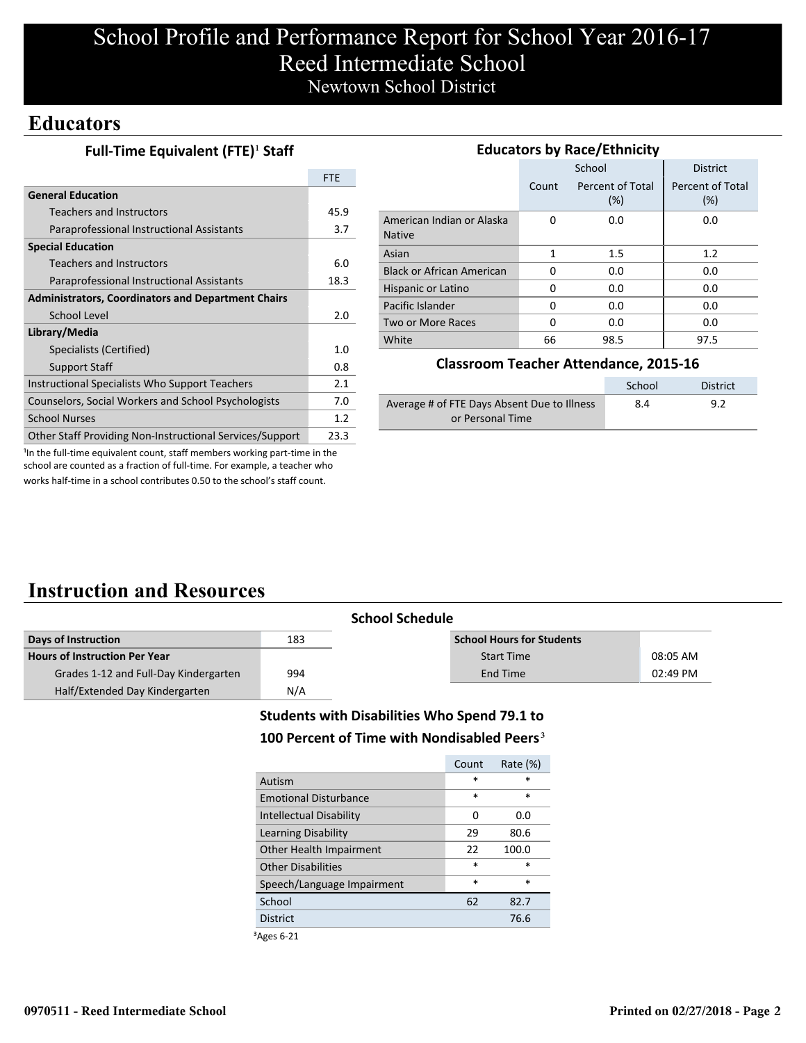# School Profile and Performance Report for School Year 2016-17
# Reed Intermediate School
## Newtown School District

## Educators

### Full-Time Equivalent (FTE)[1] Staff

| | FTE |
|---|---|
| **General Education** | |
| Teachers and Instructors | 45.9 |
| Paraprofessional Instructional Assistants | 3.7 |
| **Special Education** | |
| Teachers and Instructors | 6.0 |
| Paraprofessional Instructional Assistants | 18.3 |
| **Administrators, Coordinators and Department Chairs** | |
| School Level | 2.0 |
| **Library/Media** | |
| Specialists (Certified) | 1.0 |
| Support Staff | 0.8 |
| Instructional Specialists Who Support Teachers | 2.1 |
| Counselors, Social Workers and School Psychologists | 7.0 |
| School Nurses | 1.2 |
| Other Staff Providing Non-Instructional Services/Support | 23.3 |

[1]In the full-time equivalent count, staff members working part-time in the school are counted as a fraction of full-time. For example, a teacher who works half-time in a school contributes 0.50 to the school's staff count.

### Educators by Race/Ethnicity

| | School | | District |
|---|---|---|---|
| | Count | Percent of Total (%) | Percent of Total (%) |
| American Indian or Alaska Native | 0 | 0.0 | 0.0 |
| Asian | 1 | 1.5 | 1.2 |
| Black or African American | 0 | 0.0 | 0.0 |
| Hispanic or Latino | 0 | 0.0 | 0.0 |
| Pacific Islander | 0 | 0.0 | 0.0 |
| Two or More Races | 0 | 0.0 | 0.0 |
| White | 66 | 98.5 | 97.5 |

### Classroom Teacher Attendance, 2015-16

| | School | District |
|---|---|---|
| Average # of FTE Days Absent Due to Illness or Personal Time | 8.4 | 9.2 |

## Instruction and Resources

### School Schedule

| | |
|---|---|
| **Days of Instruction** | 183 |
| **Hours of Instruction Per Year** | |
| Grades 1-12 and Full-Day Kindergarten | 994 |
| Half/Extended Day Kindergarten | N/A |

| **School Hours for Students** | |
|---|---|
| Start Time | 08:05 AM |
| End Time | 02:49 PM |

### Students with Disabilities Who Spend 79.1 to 100 Percent of Time with Nondisabled Peers[3]

| | Count | Rate (%) |
|---|---|---|
| Autism | * | * |
| Emotional Disturbance | * | * |
| Intellectual Disability | 0 | 0.0 |
| Learning Disability | 29 | 80.6 |
| Other Health Impairment | 22 | 100.0 |
| Other Disabilities | * | * |
| Speech/Language Impairment | * | * |
| School | 62 | 82.7 |
| District | | 76.6 |

[3]Ages 6-21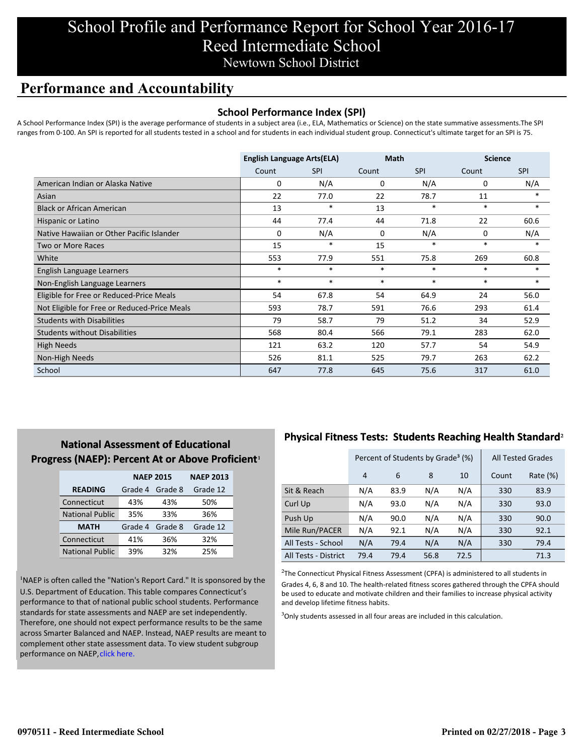# School Profile and Performance Report for School Year 2016-17
# Reed Intermediate School
## Newtown School District

## Performance and Accountability

### School Performance Index (SPI)

A School Performance Index (SPI) is the average performance of students in a subject area (i.e., ELA, Mathematics or Science) on the state summative assessments.The SPI ranges from 0-100. An SPI is reported for all students tested in a school and for students in each individual student group. Connecticut's ultimate target for an SPI is 75.

| | English Language Arts(ELA) | | Math | | Science | |
|---|---|---|---|---|---|---|
| | Count | SPI | Count | SPI | Count | SPI |
| American Indian or Alaska Native | 0 | N/A | 0 | N/A | 0 | N/A |
| Asian | 22 | 77.0 | 22 | 78.7 | 11 | * |
| Black or African American | 13 | * | 13 | * | * | * |
| Hispanic or Latino | 44 | 77.4 | 44 | 71.8 | 22 | 60.6 |
| Native Hawaiian or Other Pacific Islander | 0 | N/A | 0 | N/A | 0 | N/A |
| Two or More Races | 15 | * | 15 | * | * | * |
| White | 553 | 77.9 | 551 | 75.8 | 269 | 60.8 |
| English Language Learners | * | * | * | * | * | * |
| Non-English Language Learners | * | * | * | * | * | * |
| Eligible for Free or Reduced-Price Meals | 54 | 67.8 | 54 | 64.9 | 24 | 56.0 |
| Not Eligible for Free or Reduced-Price Meals | 593 | 78.7 | 591 | 76.6 | 293 | 61.4 |
| Students with Disabilities | 79 | 58.7 | 79 | 51.2 | 34 | 52.9 |
| Students without Disabilities | 568 | 80.4 | 566 | 79.1 | 283 | 62.0 |
| High Needs | 121 | 63.2 | 120 | 57.7 | 54 | 54.9 |
| Non-High Needs | 526 | 81.1 | 525 | 79.7 | 263 | 62.2 |
| School | 647 | 77.8 | 645 | 75.6 | 317 | 61.0 |

### National Assessment of Educational Progress (NAEP): Percent At or Above Proficient[1]

| | NAEP 2015 | | NAEP 2013 |
|---|---|---|---|
| **READING** | Grade 4 | Grade 8 | Grade 12 |
| Connecticut | 43% | 43% | 50% |
| National Public | 35% | 33% | 36% |
| **MATH** | Grade 4 | Grade 8 | Grade 12 |
| Connecticut | 41% | 36% | 32% |
| National Public | 39% | 32% | 25% |

[1]NAEP is often called the "Nation's Report Card." It is sponsored by the U.S. Department of Education. This table compares Connecticut's performance to that of national public school students. Performance standards for state assessments and NAEP are set independently. Therefore, one should not expect performance results to be the same across Smarter Balanced and NAEP. Instead, NAEP results are meant to complement other state assessment data. To view student subgroup performance on NAEP, click here.

### Physical Fitness Tests: Students Reaching Health Standard[2]

| | Percent of Students by Grade[3] (%) | | | | All Tested Grades | |
|---|---|---|---|---|---|---|
| | 4 | 6 | 8 | 10 | Count | Rate (%) |
| Sit & Reach | N/A | 83.9 | N/A | N/A | 330 | 83.9 |
| Curl Up | N/A | 93.0 | N/A | N/A | 330 | 93.0 |
| Push Up | N/A | 90.0 | N/A | N/A | 330 | 90.0 |
| Mile Run/PACER | N/A | 92.1 | N/A | N/A | 330 | 92.1 |
| All Tests - School | N/A | 79.4 | N/A | N/A | 330 | 79.4 |
| All Tests - District | 79.4 | 79.4 | 56.8 | 72.5 | | 71.3 |

[2]The Connecticut Physical Fitness Assessment (CPFA) is administered to all students in Grades 4, 6, 8 and 10. The health-related fitness scores gathered through the CPFA should be used to educate and motivate children and their families to increase physical activity and develop lifetime fitness habits.

[3]Only students assessed in all four areas are included in this calculation.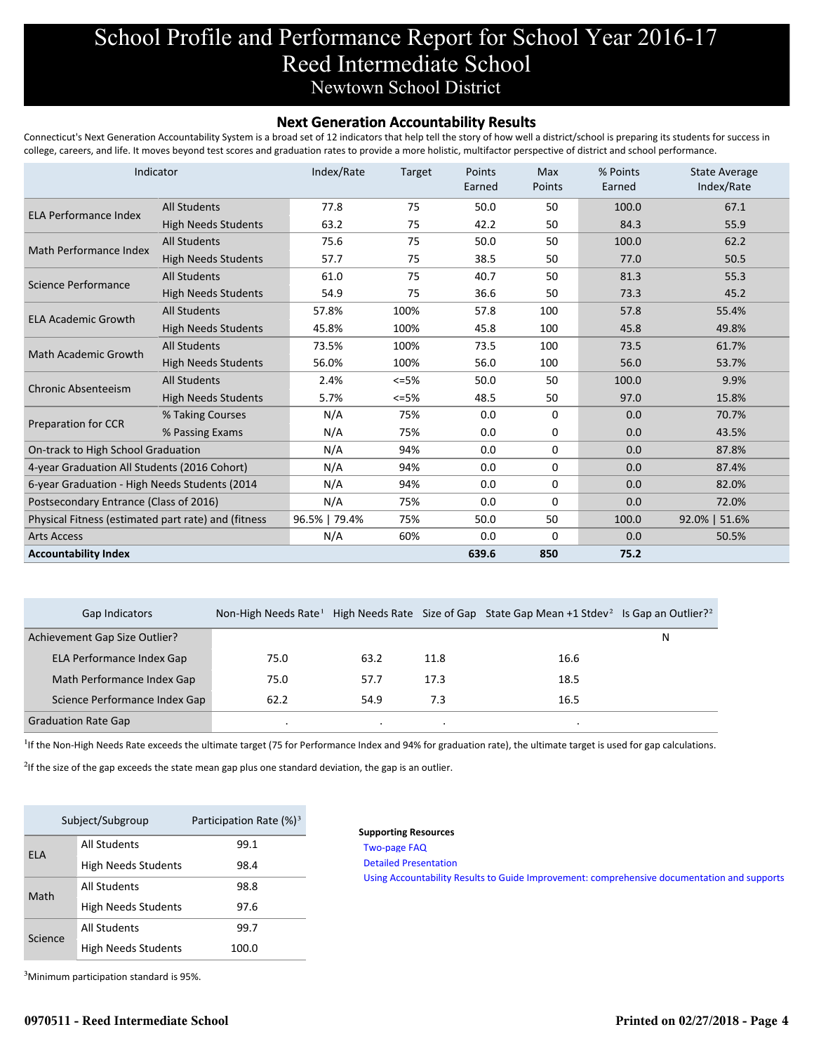# School Profile and Performance Report for School Year 2016-17
# Reed Intermediate School
## Newtown School District

### Next Generation Accountability Results

Connecticut's Next Generation Accountability System is a broad set of 12 indicators that help tell the story of how well a district/school is preparing its students for success in college, careers, and life. It moves beyond test scores and graduation rates to provide a more holistic, multifactor perspective of district and school performance.

| Indicator | | Index/Rate | Target | Points Earned | Max Points | % Points Earned | State Average Index/Rate |
|---|---|---|---|---|---|---|---|
| ELA Performance Index | All Students | 77.8 | 75 | 50.0 | 50 | 100.0 | 67.1 |
| | High Needs Students | 63.2 | 75 | 42.2 | 50 | 84.3 | 55.9 |
| Math Performance Index | All Students | 75.6 | 75 | 50.0 | 50 | 100.0 | 62.2 |
| | High Needs Students | 57.7 | 75 | 38.5 | 50 | 77.0 | 50.5 |
| Science Performance | All Students | 61.0 | 75 | 40.7 | 50 | 81.3 | 55.3 |
| | High Needs Students | 54.9 | 75 | 36.6 | 50 | 73.3 | 45.2 |
| ELA Academic Growth | All Students | 57.8% | 100% | 57.8 | 100 | 57.8 | 55.4% |
| | High Needs Students | 45.8% | 100% | 45.8 | 100 | 45.8 | 49.8% |
| Math Academic Growth | All Students | 73.5% | 100% | 73.5 | 100 | 73.5 | 61.7% |
| | High Needs Students | 56.0% | 100% | 56.0 | 100 | 56.0 | 53.7% |
| Chronic Absenteeism | All Students | 2.4% | <=5% | 50.0 | 50 | 100.0 | 9.9% |
| | High Needs Students | 5.7% | <=5% | 48.5 | 50 | 97.0 | 15.8% |
| Preparation for CCR | % Taking Courses | N/A | 75% | 0.0 | 0 | 0.0 | 70.7% |
| | % Passing Exams | N/A | 75% | 0.0 | 0 | 0.0 | 43.5% |
| On-track to High School Graduation | | N/A | 94% | 0.0 | 0 | 0.0 | 87.8% |
| 4-year Graduation All Students (2016 Cohort) | | N/A | 94% | 0.0 | 0 | 0.0 | 87.4% |
| 6-year Graduation - High Needs Students (2014 | | N/A | 94% | 0.0 | 0 | 0.0 | 82.0% |
| Postsecondary Entrance (Class of 2016) | | N/A | 75% | 0.0 | 0 | 0.0 | 72.0% |
| Physical Fitness (estimated part rate) and (fitness | | 96.5% \| 79.4% | 75% | 50.0 | 50 | 100.0 | 92.0% \| 51.6% |
| Arts Access | | N/A | 60% | 0.0 | 0 | 0.0 | 50.5% |
| **Accountability Index** | | | | **639.6** | **850** | **75.2** | |

| Gap Indicators | Non-High Needs Rate[1] | High Needs Rate | Size of Gap | State Gap Mean +1 Stdev[2] | Is Gap an Outlier?[2] |
|---|---|---|---|---|---|
| Achievement Gap Size Outlier? | | | | | N |
| ELA Performance Index Gap | 75.0 | 63.2 | 11.8 | 16.6 | |
| Math Performance Index Gap | 75.0 | 57.7 | 17.3 | 18.5 | |
| Science Performance Index Gap | 62.2 | 54.9 | 7.3 | 16.5 | |
| Graduation Rate Gap | . | . | . | . | |

[1]If the Non-High Needs Rate exceeds the ultimate target (75 for Performance Index and 94% for graduation rate), the ultimate target is used for gap calculations.

[2]If the size of the gap exceeds the state mean gap plus one standard deviation, the gap is an outlier.

| Subject/Subgroup | | Participation Rate (%)[3] |
|---|---|---|
| ELA | All Students | 99.1 |
| | High Needs Students | 98.4 |
| Math | All Students | 98.8 |
| | High Needs Students | 97.6 |
| Science | All Students | 99.7 |
| | High Needs Students | 100.0 |

[3]Minimum participation standard is 95%.

**Supporting Resources**

- Two-page FAQ
- Detailed Presentation
- Using Accountability Results to Guide Improvement: comprehensive documentation and supports

0970511 - Reed Intermediate School

Printed on 02/27/2018